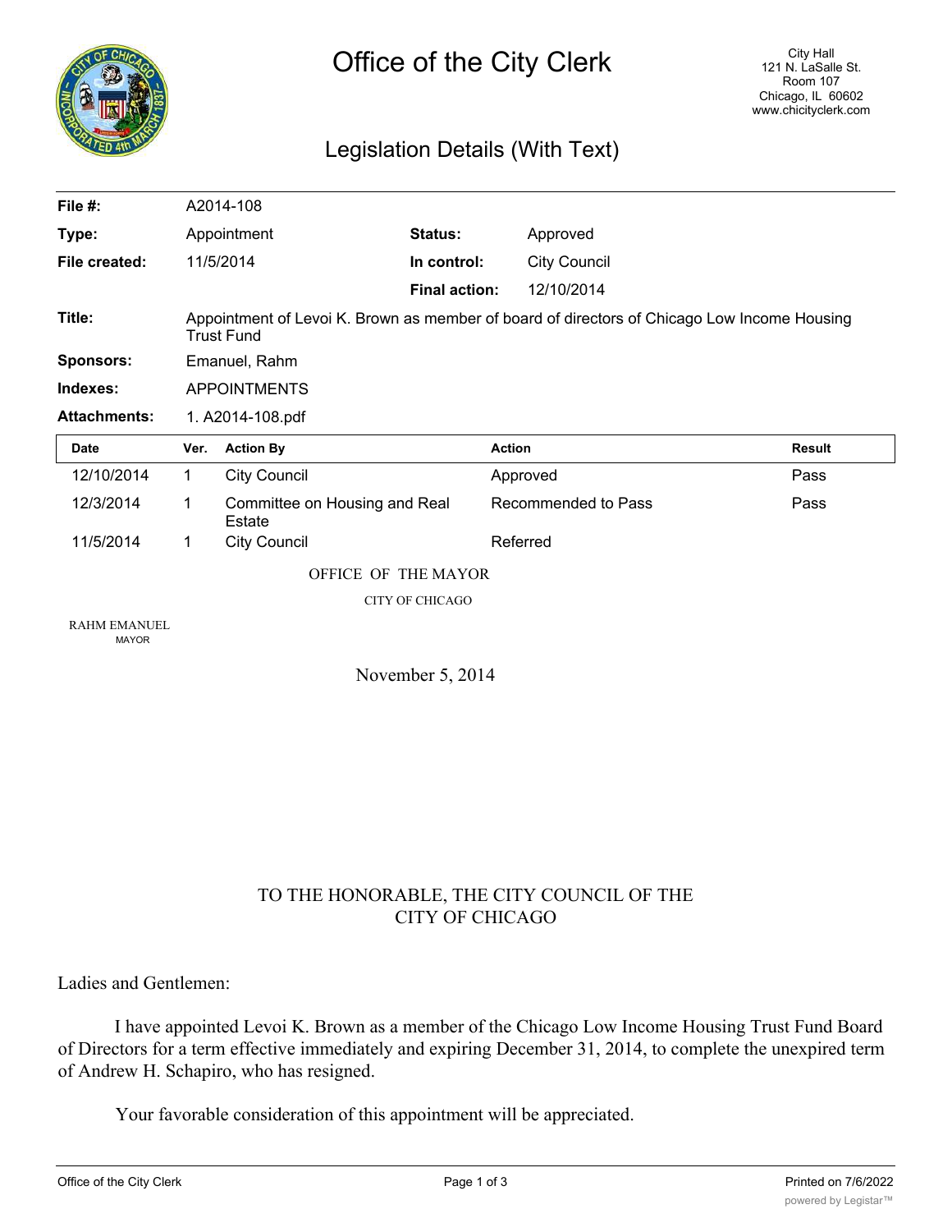# Office of the City Clerk

City Hall
121 N. LaSalle St.
Room 107
Chicago, IL 60602
www.chicityclerk.com

## Legislation Details (With Text)

| | | | |
|---|---|---|---|
| **File #:** | A2014-108 | | |
| **Type:** | Appointment | **Status:** | Approved |
| **File created:** | 11/5/2014 | **In control:** | City Council |
| | | **Final action:** | 12/10/2014 |

**Title:** Appointment of Levoi K. Brown as member of board of directors of Chicago Low Income Housing Trust Fund

**Sponsors:** Emanuel, Rahm

**Indexes:** APPOINTMENTS

**Attachments:** 1. A2014-108.pdf

| Date | Ver. | Action By | Action | Result |
|---|---|---|---|---|
| 12/10/2014 | 1 | City Council | Approved | Pass |
| 12/3/2014 | 1 | Committee on Housing and Real Estate | Recommended to Pass | Pass |
| 11/5/2014 | 1 | City Council | Referred | |

OFFICE OF THE MAYOR

CITY OF CHICAGO

RAHM EMANUEL
MAYOR

November 5, 2014

TO THE HONORABLE, THE CITY COUNCIL OF THE CITY OF CHICAGO

Ladies and Gentlemen:

I have appointed Levoi K. Brown as a member of the Chicago Low Income Housing Trust Fund Board of Directors for a term effective immediately and expiring December 31, 2014, to complete the unexpired term of Andrew H. Schapiro, who has resigned.

Your favorable consideration of this appointment will be appreciated.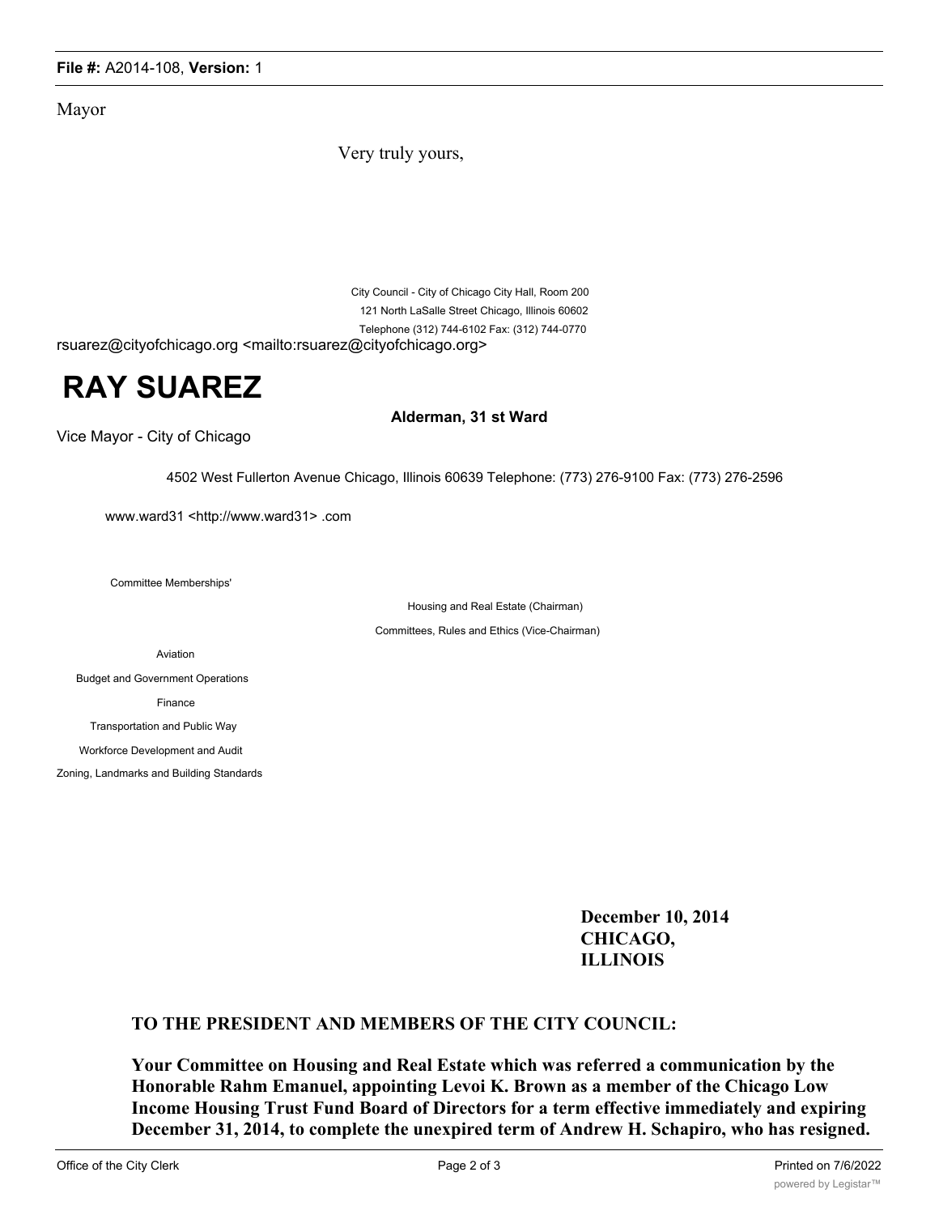Mayor

Very truly yours,

City Council - City of Chicago City Hall, Room 200
121 North LaSalle Street Chicago, Illinois 60602
Telephone (312) 744-6102 Fax: (312) 744-0770

rsuarez@cityofchicago.org <mailto:rsuarez@cityofchicago.org>

# RAY SUAREZ

**Alderman, 31 st Ward**

Vice Mayor - City of Chicago

4502 West Fullerton Avenue Chicago, Illinois 60639 Telephone: (773) 276-9100 Fax: (773) 276-2596

www.ward31 <http://www.ward31> .com

Committee Memberships'

Housing and Real Estate (Chairman)

Committees, Rules and Ethics (Vice-Chairman)

Aviation

Budget and Government Operations

Finance

Transportation and Public Way

Workforce Development and Audit

Zoning, Landmarks and Building Standards

**December 10, 2014**
**CHICAGO, ILLINOIS**

**TO THE PRESIDENT AND MEMBERS OF THE CITY COUNCIL:**

**Your Committee on Housing and Real Estate which was referred a communication by the Honorable Rahm Emanuel, appointing Levoi K. Brown as a member of the Chicago Low Income Housing Trust Fund Board of Directors for a term effective immediately and expiring December 31, 2014, to complete the unexpired term of Andrew H. Schapiro, who has resigned.**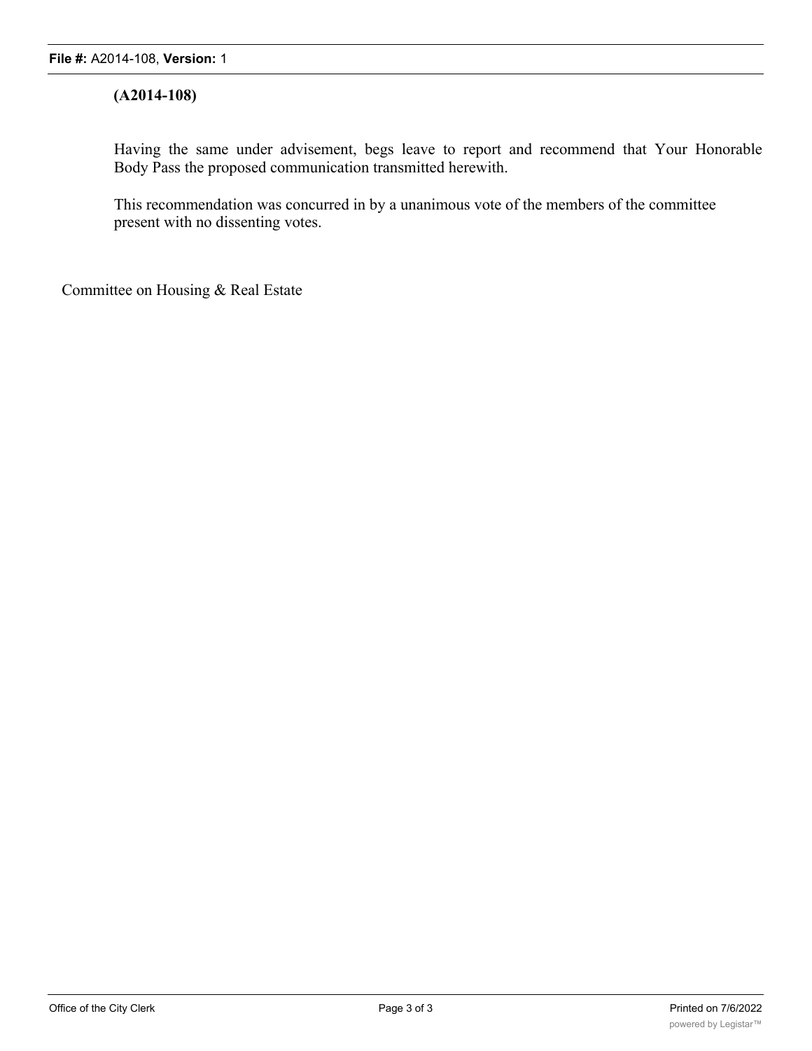**(A2014-108)**

Having the same under advisement, begs leave to report and recommend that Your Honorable Body Pass the proposed communication transmitted herewith.

This recommendation was concurred in by a unanimous vote of the members of the committee present with no dissenting votes.

Committee on Housing & Real Estate